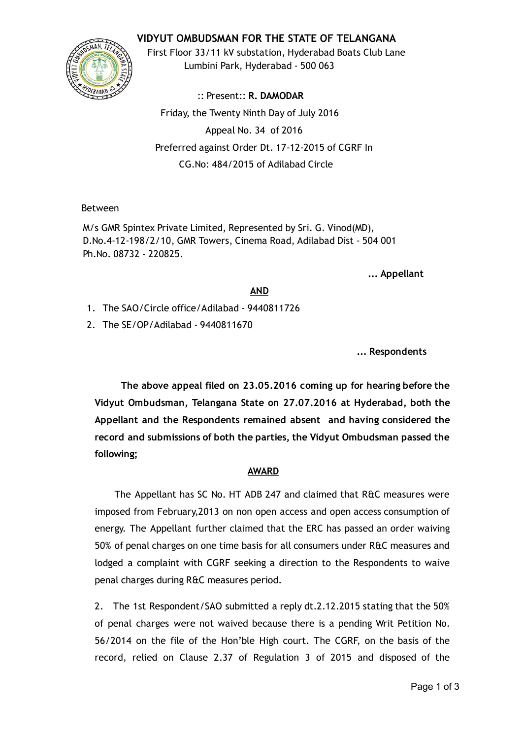# VIDYUT OMBUDSMAN FOR THE STATE OF TELANGANA

First Floor 33/11 kV substation, Hyderabad Boats Club Lane
Lumbini Park, Hyderabad - 500 063

:: Present:: **R. DAMODAR**

Friday, the Twenty Ninth Day of July 2016

Appeal No. 34 of 2016

Preferred against Order Dt. 17-12-2015 of CGRF In
CG.No: 484/2015 of Adilabad Circle

Between

M/s GMR Spintex Private Limited, Represented by Sri. G. Vinod(MD),
D.No.4-12-198/2/10, GMR Towers, Cinema Road, Adilabad Dist - 504 001
Ph.No. 08732 - 220825.

**... Appellant**

**AND**

1. The SAO/Circle office/Adilabad - 9440811726
2. The SE/OP/Adilabad - 9440811670

**... Respondents**

**The above appeal filed on 23.05.2016 coming up for hearing before the Vidyut Ombudsman, Telangana State on 27.07.2016 at Hyderabad, both the Appellant and the Respondents remained absent and having considered the record and submissions of both the parties, the Vidyut Ombudsman passed the following;**

**AWARD**

The Appellant has SC No. HT ADB 247 and claimed that R&C measures were imposed from February,2013 on non open access and open access consumption of energy. The Appellant further claimed that the ERC has passed an order waiving 50% of penal charges on one time basis for all consumers under R&C measures and lodged a complaint with CGRF seeking a direction to the Respondents to waive penal charges during R&C measures period.

2. The 1st Respondent/SAO submitted a reply dt.2.12.2015 stating that the 50% of penal charges were not waived because there is a pending Writ Petition No. 56/2014 on the file of the Hon'ble High court. The CGRF, on the basis of the record, relied on Clause 2.37 of Regulation 3 of 2015 and disposed of the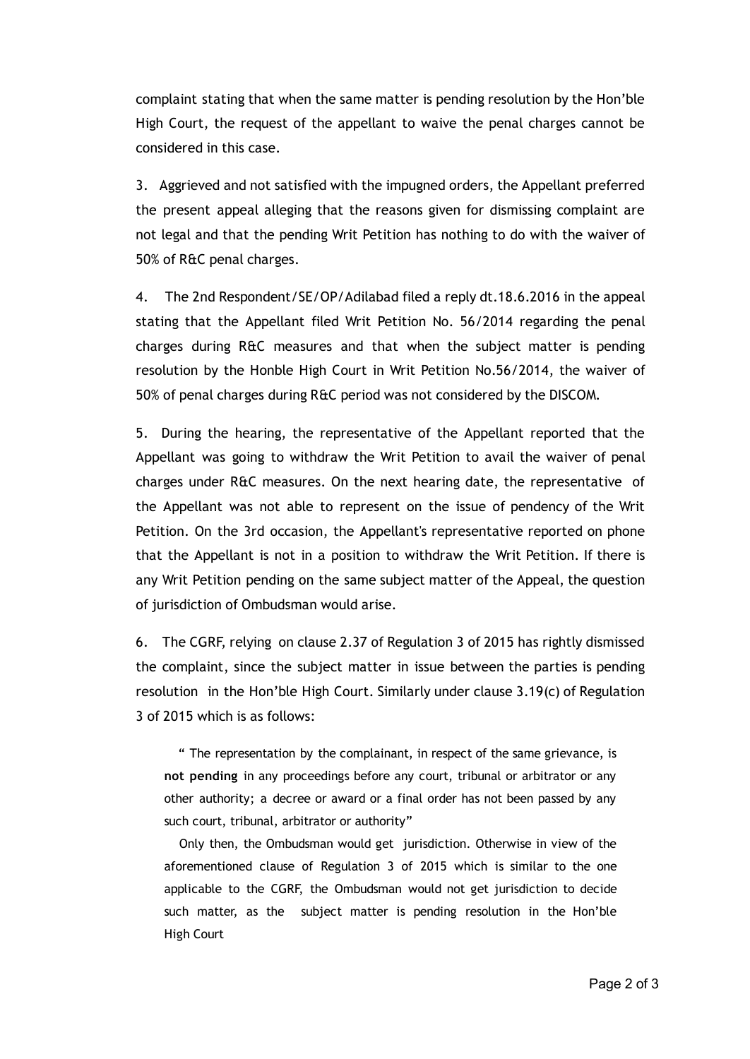complaint stating that when the same matter is pending resolution by the Hon'ble High Court, the request of the appellant to waive the penal charges cannot be considered in this case.

3. Aggrieved and not satisfied with the impugned orders, the Appellant preferred the present appeal alleging that the reasons given for dismissing complaint are not legal and that the pending Writ Petition has nothing to do with the waiver of 50% of R&C penal charges.

4. The 2nd Respondent/SE/OP/Adilabad filed a reply dt.18.6.2016 in the appeal stating that the Appellant filed Writ Petition No. 56/2014 regarding the penal charges during R&C measures and that when the subject matter is pending resolution by the Honble High Court in Writ Petition No.56/2014, the waiver of 50% of penal charges during R&C period was not considered by the DISCOM.

5. During the hearing, the representative of the Appellant reported that the Appellant was going to withdraw the Writ Petition to avail the waiver of penal charges under R&C measures. On the next hearing date, the representative of the Appellant was not able to represent on the issue of pendency of the Writ Petition. On the 3rd occasion, the Appellant's representative reported on phone that the Appellant is not in a position to withdraw the Writ Petition. If there is any Writ Petition pending on the same subject matter of the Appeal, the question of jurisdiction of Ombudsman would arise.

6. The CGRF, relying on clause 2.37 of Regulation 3 of 2015 has rightly dismissed the complaint, since the subject matter in issue between the parties is pending resolution in the Hon'ble High Court. Similarly under clause 3.19(c) of Regulation 3 of 2015 which is as follows:

> " The representation by the complainant, in respect of the same grievance, is **not pending** in any proceedings before any court, tribunal or arbitrator or any other authority; a decree or award or a final order has not been passed by any such court, tribunal, arbitrator or authority"

Only then, the Ombudsman would get jurisdiction. Otherwise in view of the aforementioned clause of Regulation 3 of 2015 which is similar to the one applicable to the CGRF, the Ombudsman would not get jurisdiction to decide such matter, as the subject matter is pending resolution in the Hon'ble High Court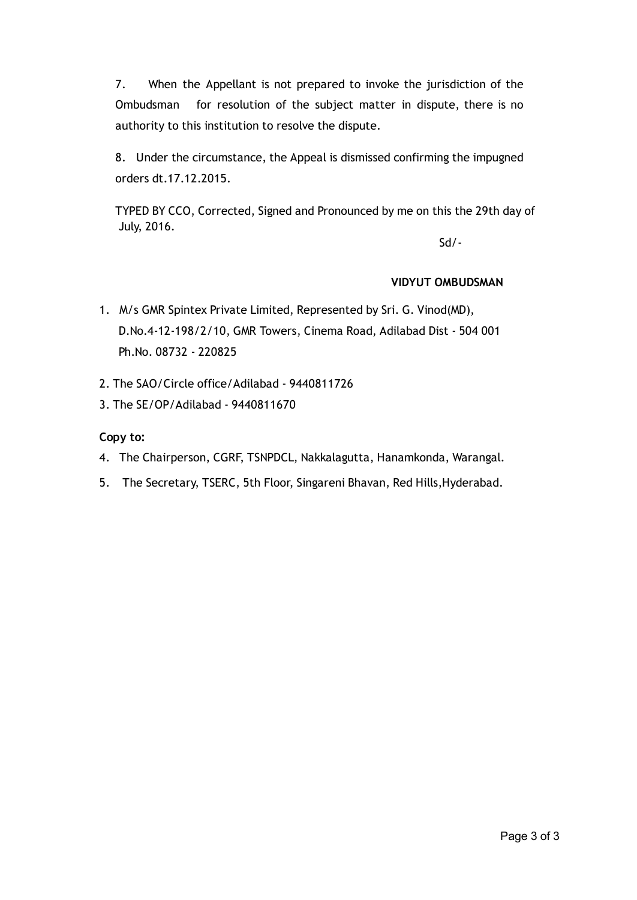7. When the Appellant is not prepared to invoke the jurisdiction of the Ombudsman for resolution of the subject matter in dispute, there is no authority to this institution to resolve the dispute.

8. Under the circumstance, the Appeal is dismissed confirming the impugned orders dt.17.12.2015.

TYPED BY CCO, Corrected, Signed and Pronounced by me on this the 29th day of July, 2016.

Sd/-

**VIDYUT OMBUDSMAN**

1. M/s GMR Spintex Private Limited, Represented by Sri. G. Vinod(MD), D.No.4-12-198/2/10, GMR Towers, Cinema Road, Adilabad Dist - 504 001 Ph.No. 08732 - 220825
2. The SAO/Circle office/Adilabad - 9440811726
3. The SE/OP/Adilabad - 9440811670

**Copy to:**

4. The Chairperson, CGRF, TSNPDCL, Nakkalagutta, Hanamkonda, Warangal.
5. The Secretary, TSERC, 5th Floor, Singareni Bhavan, Red Hills,Hyderabad.